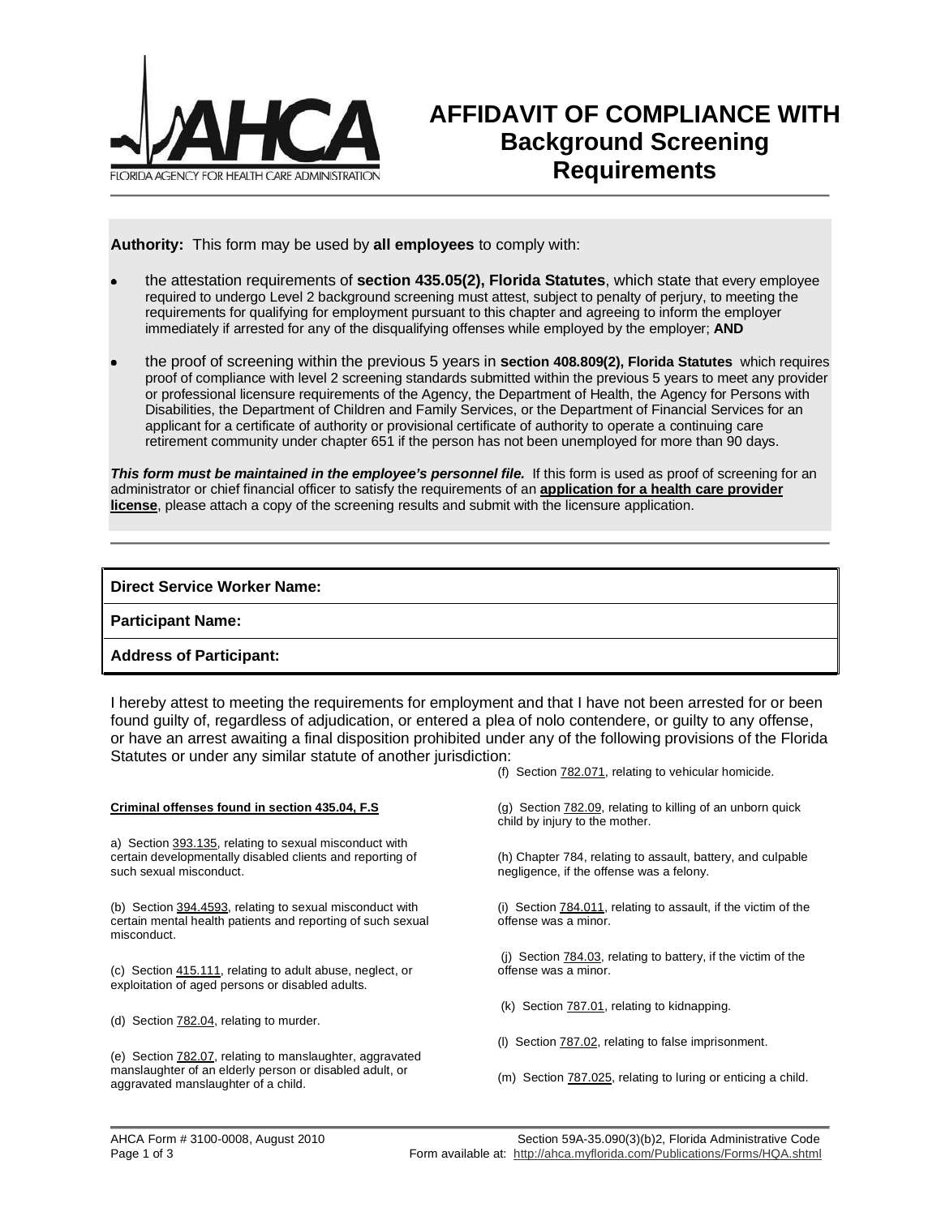FLORIDA AGENCY FOR HEALTH CARE ADMINISTRATION

# AFFIDAVIT OF COMPLIANCE WITH Background Screening Requirements

**Authority:** This form may be used by **all employees** to comply with:

- the attestation requirements of **section 435.05(2), Florida Statutes**, which state that every employee required to undergo Level 2 background screening must attest, subject to penalty of perjury, to meeting the requirements for qualifying for employment pursuant to this chapter and agreeing to inform the employer immediately if arrested for any of the disqualifying offenses while employed by the employer; **AND**
- the proof of screening within the previous 5 years in **section 408.809(2), Florida Statutes** which requires proof of compliance with level 2 screening standards submitted within the previous 5 years to meet any provider or professional licensure requirements of the Agency, the Department of Health, the Agency for Persons with Disabilities, the Department of Children and Family Services, or the Department of Financial Services for an applicant for a certificate of authority or provisional certificate of authority to operate a continuing care retirement community under chapter 651 if the person has not been unemployed for more than 90 days.

***This form must be maintained in the employee's personnel file.*** If this form is used as proof of screening for an administrator or chief financial officer to satisfy the requirements of an **application for a health care provider license**, please attach a copy of the screening results and submit with the licensure application.

| **Direct Service Worker Name:** |
|---|
| **Participant Name:** |
| **Address of Participant:** |

I hereby attest to meeting the requirements for employment and that I have not been arrested for or been found guilty of, regardless of adjudication, or entered a plea of nolo contendere, or guilty to any offense, or have an arrest awaiting a final disposition prohibited under any of the following provisions of the Florida Statutes or under any similar statute of another jurisdiction:

**Criminal offenses found in section 435.04, F.S**

a) Section 393.135, relating to sexual misconduct with certain developmentally disabled clients and reporting of such sexual misconduct.

(b) Section 394.4593, relating to sexual misconduct with certain mental health patients and reporting of such sexual misconduct.

(c) Section 415.111, relating to adult abuse, neglect, or exploitation of aged persons or disabled adults.

(d) Section 782.04, relating to murder.

(e) Section 782.07, relating to manslaughter, aggravated manslaughter of an elderly person or disabled adult, or aggravated manslaughter of a child.

(f) Section 782.071, relating to vehicular homicide.

(g) Section 782.09, relating to killing of an unborn quick child by injury to the mother.

(h) Chapter 784, relating to assault, battery, and culpable negligence, if the offense was a felony.

(i) Section 784.011, relating to assault, if the victim of the offense was a minor.

(j) Section 784.03, relating to battery, if the victim of the offense was a minor.

(k) Section 787.01, relating to kidnapping.

(l) Section 787.02, relating to false imprisonment.

(m) Section 787.025, relating to luring or enticing a child.

AHCA Form # 3100-0008, August 2010 Section 59A-35.090(3)(b)2, Florida Administrative Code
Form available at: http://ahca.myflorida.com/Publications/Forms/HQA.shtml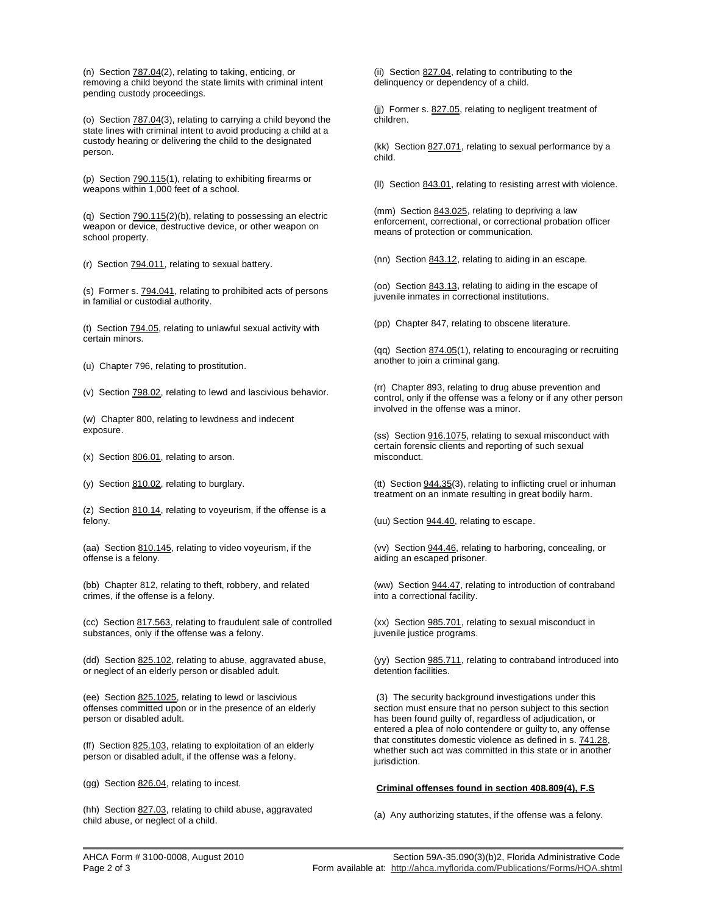(n) Section 787.04(2), relating to taking, enticing, or removing a child beyond the state limits with criminal intent pending custody proceedings.

(o) Section 787.04(3), relating to carrying a child beyond the state lines with criminal intent to avoid producing a child at a custody hearing or delivering the child to the designated person.

(p) Section 790.115(1), relating to exhibiting firearms or weapons within 1,000 feet of a school.

(q) Section 790.115(2)(b), relating to possessing an electric weapon or device, destructive device, or other weapon on school property.

(r) Section 794.011, relating to sexual battery.

(s) Former s. 794.041, relating to prohibited acts of persons in familial or custodial authority.

(t) Section 794.05, relating to unlawful sexual activity with certain minors.

(u) Chapter 796, relating to prostitution.

(v) Section 798.02, relating to lewd and lascivious behavior.

(w) Chapter 800, relating to lewdness and indecent exposure.

(x) Section 806.01, relating to arson.

(y) Section 810.02, relating to burglary.

(z) Section 810.14, relating to voyeurism, if the offense is a felony.

(aa) Section 810.145, relating to video voyeurism, if the offense is a felony.

(bb) Chapter 812, relating to theft, robbery, and related crimes, if the offense is a felony.

(cc) Section 817.563, relating to fraudulent sale of controlled substances, only if the offense was a felony.

(dd) Section 825.102, relating to abuse, aggravated abuse, or neglect of an elderly person or disabled adult.

(ee) Section 825.1025, relating to lewd or lascivious offenses committed upon or in the presence of an elderly person or disabled adult.

(ff) Section 825.103, relating to exploitation of an elderly person or disabled adult, if the offense was a felony.

(gg) Section 826.04, relating to incest.

(hh) Section 827.03, relating to child abuse, aggravated child abuse, or neglect of a child.

(ii) Section 827.04, relating to contributing to the delinquency or dependency of a child.

(jj) Former s. 827.05, relating to negligent treatment of children.

(kk) Section 827.071, relating to sexual performance by a child.

(ll) Section 843.01, relating to resisting arrest with violence.

(mm) Section 843.025, relating to depriving a law enforcement, correctional, or correctional probation officer means of protection or communication.

(nn) Section 843.12, relating to aiding in an escape.

(oo) Section 843.13, relating to aiding in the escape of juvenile inmates in correctional institutions.

(pp) Chapter 847, relating to obscene literature.

(qq) Section 874.05(1), relating to encouraging or recruiting another to join a criminal gang.

(rr) Chapter 893, relating to drug abuse prevention and control, only if the offense was a felony or if any other person involved in the offense was a minor.

(ss) Section 916.1075, relating to sexual misconduct with certain forensic clients and reporting of such sexual misconduct.

(tt) Section 944.35(3), relating to inflicting cruel or inhuman treatment on an inmate resulting in great bodily harm.

(uu) Section 944.40, relating to escape.

(vv) Section 944.46, relating to harboring, concealing, or aiding an escaped prisoner.

(ww) Section 944.47, relating to introduction of contraband into a correctional facility.

(xx) Section 985.701, relating to sexual misconduct in juvenile justice programs.

(yy) Section 985.711, relating to contraband introduced into detention facilities.

(3) The security background investigations under this section must ensure that no person subject to this section has been found guilty of, regardless of adjudication, or entered a plea of nolo contendere or guilty to, any offense that constitutes domestic violence as defined in s. 741.28, whether such act was committed in this state or in another jurisdiction.

**Criminal offenses found in section 408.809(4), F.S**

(a) Any authorizing statutes, if the offense was a felony.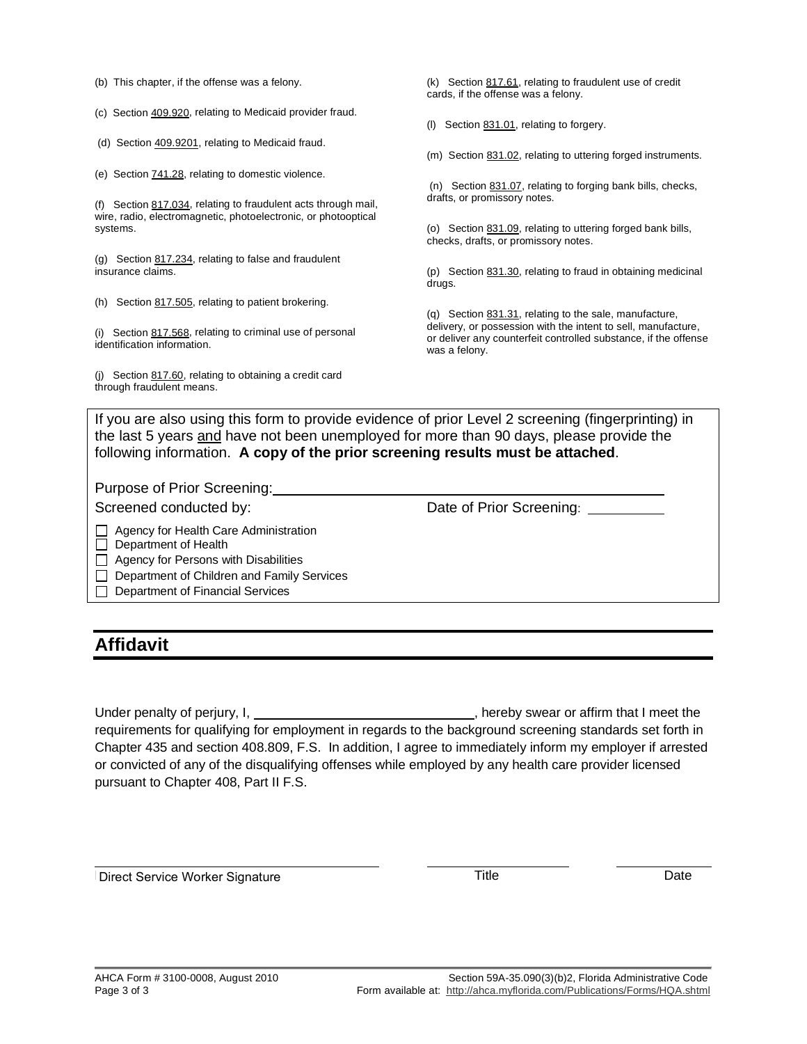(b) This chapter, if the offense was a felony.

(c) Section 409.920, relating to Medicaid provider fraud.

(d) Section 409.9201, relating to Medicaid fraud.

(e) Section 741.28, relating to domestic violence.

(f) Section 817.034, relating to fraudulent acts through mail, wire, radio, electromagnetic, photoelectronic, or photooptical systems.

(g) Section 817.234, relating to false and fraudulent insurance claims.

(h) Section 817.505, relating to patient brokering.

(i) Section 817.568, relating to criminal use of personal identification information.

(j) Section 817.60, relating to obtaining a credit card through fraudulent means.

(k) Section 817.61, relating to fraudulent use of credit cards, if the offense was a felony.

(l) Section 831.01, relating to forgery.

(m) Section 831.02, relating to uttering forged instruments.

(n) Section 831.07, relating to forging bank bills, checks, drafts, or promissory notes.

(o) Section 831.09, relating to uttering forged bank bills, checks, drafts, or promissory notes.

(p) Section 831.30, relating to fraud in obtaining medicinal drugs.

(q) Section 831.31, relating to the sale, manufacture, delivery, or possession with the intent to sell, manufacture, or deliver any counterfeit controlled substance, if the offense was a felony.

If you are also using this form to provide evidence of prior Level 2 screening (fingerprinting) in the last 5 years and have not been unemployed for more than 90 days, please provide the following information. **A copy of the prior screening results must be attached**.

Purpose of Prior Screening: ______________________________

Screened conducted by: Date of Prior Screening: __________

- ☐ Agency for Health Care Administration
- ☐ Department of Health
- ☐ Agency for Persons with Disabilities
- ☐ Department of Children and Family Services
- ☐ Department of Financial Services

## Affidavit

Under penalty of perjury, I, ______________________________, hereby swear or affirm that I meet the requirements for qualifying for employment in regards to the background screening standards set forth in Chapter 435 and section 408.809, F.S. In addition, I agree to immediately inform my employer if arrested or convicted of any of the disqualifying offenses while employed by any health care provider licensed pursuant to Chapter 408, Part II F.S.

______________________________ Direct Service Worker Signature

______________ Title

__________ Date

AHCA Form # 3100-0008, August 2010

Section 59A-35.090(3)(b)2, Florida Administrative Code

Form available at: http://ahca.myflorida.com/Publications/Forms/HQA.shtml